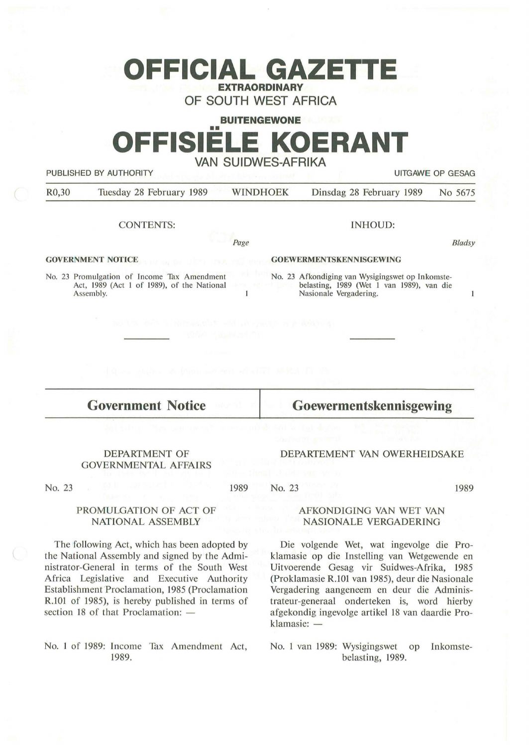# OFFICIAL GAZETTE

**EXTRAORDINARY**

OF SOUTH WEST AFRICA

**BUITENGEWONE**

# OFFISIËLE KOERANT

VAN SUIDWES-AFRIKA

PUBLISHED BY AUTHORITY | UITGAWE OP GESAG

R0,30 | Tuesday 28 February 1989 | WINDHOEK | Dinsdag 28 February 1989 | No 5675

CONTENTS:

| | *Page* |
|---|---|
| **GOVERNMENT NOTICE** | |
| No. 23 Promulgation of Income Tax Amendment Act, 1989 (Act 1 of 1989), of the National Assembly. | 1 |

INHOUD:

| | *Bladsy* |
|---|---|
| **GOEWERMENTSKENNISGEWING** | |
| No. 23 Afkondiging van Wysigingswet op Inkomstebelasting, 1989 (Wet 1 van 1989), van die Nasionale Vergadering. | 1 |

## Government Notice

DEPARTMENT OF GOVERNMENTAL AFFAIRS

No. 23 1989

PROMULGATION OF ACT OF NATIONAL ASSEMBLY

The following Act, which has been adopted by the National Assembly and signed by the Administrator-General in terms of the South West Africa Legislative and Executive Authority Establishment Proclamation, 1985 (Proclamation R.101 of 1985), is hereby published in terms of section 18 of that Proclamation: —

No. 1 of 1989: Income Tax Amendment Act, 1989.

## Goewermentskennisgewing

DEPARTEMENT VAN OWERHEIDSAKE

No. 23 1989

AFKONDIGING VAN WET VAN NASIONALE VERGADERING

Die volgende Wet, wat ingevolge die Proklamasie op die Instelling van Wetgewende en Uitvoerende Gesag vir Suidwes-Afrika, 1985 (Proklamasie R.101 van 1985), deur die Nasionale Vergadering aangeneem en deur die Administrateur-generaal onderteken is, word hierby afgekondig ingevolge artikel 18 van daardie Proklamasie: —

No. 1 van 1989: Wysigingswet op Inkomstebelasting, 1989.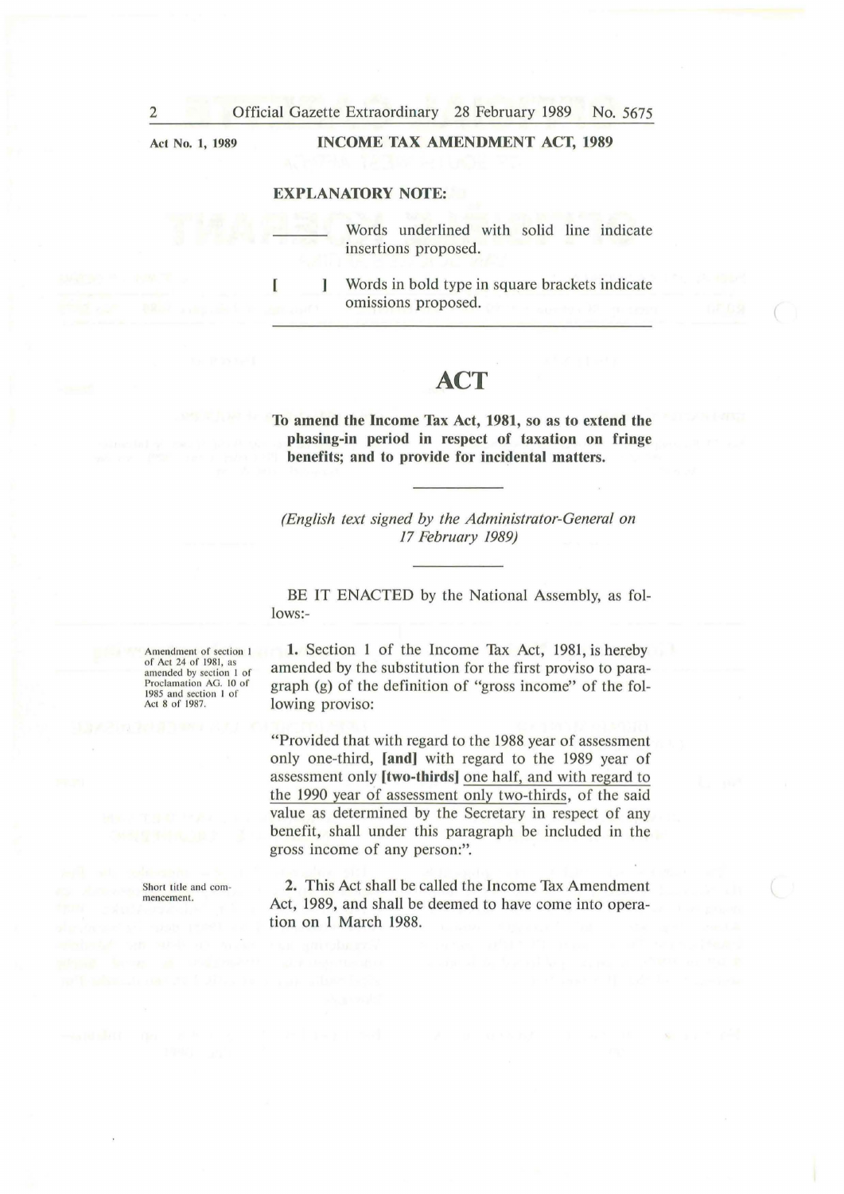Act No. 1, 1989

**INCOME TAX AMENDMENT ACT, 1989**

**EXPLANATORY NOTE:**

\_\_\_\_\_\_ Words underlined with solid line indicate insertions proposed.

[ ] Words in bold type in square brackets indicate omissions proposed.

# ACT

**To amend the Income Tax Act, 1981, so as to extend the phasing-in period in respect of taxation on fringe benefits; and to provide for incidental matters.**

*(English text signed by the Administrator-General on 17 February 1989)*

BE IT ENACTED by the National Assembly, as follows:-

Amendment of section 1 of Act 24 of 1981, as amended by section 1 of Proclamation AG. 10 of 1985 and section 1 of Act 8 of 1987.

**1.** Section 1 of the Income Tax Act, 1981, is hereby amended by the substitution for the first proviso to paragraph (g) of the definition of "gross income" of the following proviso:

"Provided that with regard to the 1988 year of assessment only one-third, **[and]** with regard to the 1989 year of assessment only **[two-thirds]** <u>one half, and with regard to the 1990 year of assessment only two-thirds</u>, of the said value as determined by the Secretary in respect of any benefit, shall under this paragraph be included in the gross income of any person:".

Short title and commencement.

**2.** This Act shall be called the Income Tax Amendment Act, 1989, and shall be deemed to have come into operation on 1 March 1988.